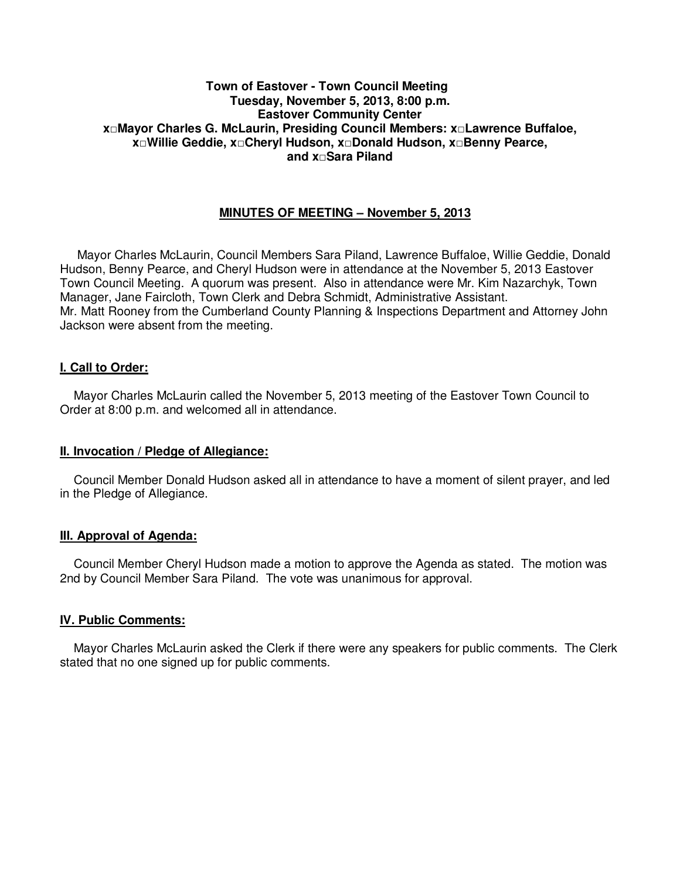**Town of Eastover - Town Council Meeting**
**Tuesday, November 5, 2013, 8:00 p.m.**
**Eastover Community Center**
**x□Mayor Charles G. McLaurin, Presiding Council Members: x□Lawrence Buffaloe, x□Willie Geddie, x□Cheryl Hudson, x□Donald Hudson, x□Benny Pearce, and x□Sara Piland**

## MINUTES OF MEETING – November 5, 2013

Mayor Charles McLaurin, Council Members Sara Piland, Lawrence Buffaloe, Willie Geddie, Donald Hudson, Benny Pearce, and Cheryl Hudson were in attendance at the November 5, 2013 Eastover Town Council Meeting. A quorum was present. Also in attendance were Mr. Kim Nazarchyk, Town Manager, Jane Faircloth, Town Clerk and Debra Schmidt, Administrative Assistant. Mr. Matt Rooney from the Cumberland County Planning & Inspections Department and Attorney John Jackson were absent from the meeting.

### I. Call to Order:

Mayor Charles McLaurin called the November 5, 2013 meeting of the Eastover Town Council to Order at 8:00 p.m. and welcomed all in attendance.

### II. Invocation / Pledge of Allegiance:

Council Member Donald Hudson asked all in attendance to have a moment of silent prayer, and led in the Pledge of Allegiance.

### III. Approval of Agenda:

Council Member Cheryl Hudson made a motion to approve the Agenda as stated. The motion was 2nd by Council Member Sara Piland. The vote was unanimous for approval.

### IV. Public Comments:

Mayor Charles McLaurin asked the Clerk if there were any speakers for public comments. The Clerk stated that no one signed up for public comments.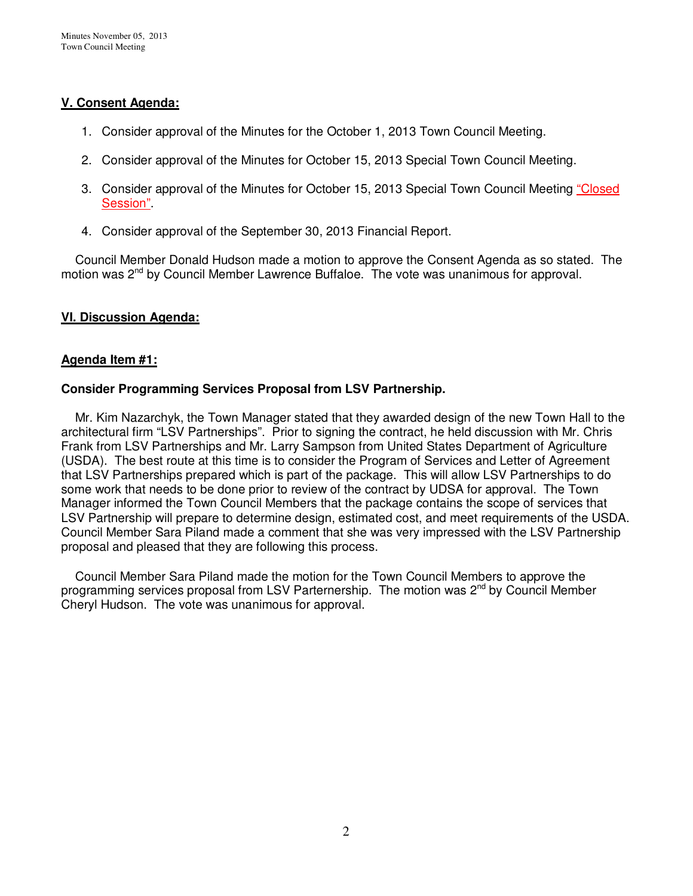## V. Consent Agenda:

1. Consider approval of the Minutes for the October 1, 2013 Town Council Meeting.

2. Consider approval of the Minutes for October 15, 2013 Special Town Council Meeting.

3. Consider approval of the Minutes for October 15, 2013 Special Town Council Meeting "Closed Session".

4. Consider approval of the September 30, 2013 Financial Report.

Council Member Donald Hudson made a motion to approve the Consent Agenda as so stated. The motion was 2nd by Council Member Lawrence Buffaloe. The vote was unanimous for approval.

## VI. Discussion Agenda:

### Agenda Item #1:

**Consider Programming Services Proposal from LSV Partnership.**

Mr. Kim Nazarchyk, the Town Manager stated that they awarded design of the new Town Hall to the architectural firm "LSV Partnerships". Prior to signing the contract, he held discussion with Mr. Chris Frank from LSV Partnerships and Mr. Larry Sampson from United States Department of Agriculture (USDA). The best route at this time is to consider the Program of Services and Letter of Agreement that LSV Partnerships prepared which is part of the package. This will allow LSV Partnerships to do some work that needs to be done prior to review of the contract by UDSA for approval. The Town Manager informed the Town Council Members that the package contains the scope of services that LSV Partnership will prepare to determine design, estimated cost, and meet requirements of the USDA. Council Member Sara Piland made a comment that she was very impressed with the LSV Partnership proposal and pleased that they are following this process.

Council Member Sara Piland made the motion for the Town Council Members to approve the programming services proposal from LSV Parternership. The motion was 2nd by Council Member Cheryl Hudson. The vote was unanimous for approval.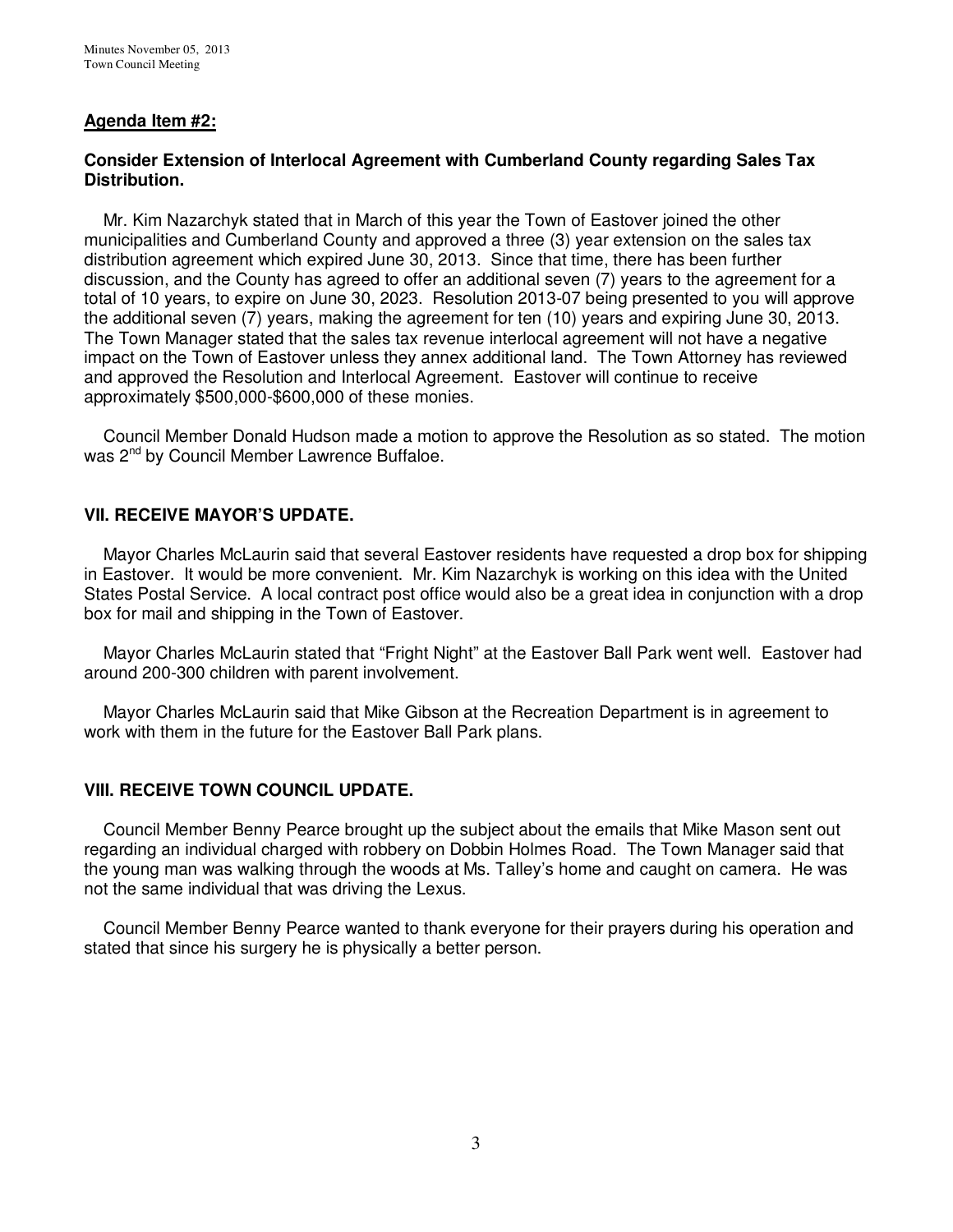## Agenda Item #2:

**Consider Extension of Interlocal Agreement with Cumberland County regarding Sales Tax Distribution.**

Mr. Kim Nazarchyk stated that in March of this year the Town of Eastover joined the other municipalities and Cumberland County and approved a three (3) year extension on the sales tax distribution agreement which expired June 30, 2013. Since that time, there has been further discussion, and the County has agreed to offer an additional seven (7) years to the agreement for a total of 10 years, to expire on June 30, 2023. Resolution 2013-07 being presented to you will approve the additional seven (7) years, making the agreement for ten (10) years and expiring June 30, 2013. The Town Manager stated that the sales tax revenue interlocal agreement will not have a negative impact on the Town of Eastover unless they annex additional land. The Town Attorney has reviewed and approved the Resolution and Interlocal Agreement. Eastover will continue to receive approximately $500,000-$600,000 of these monies.

Council Member Donald Hudson made a motion to approve the Resolution as so stated. The motion was 2nd by Council Member Lawrence Buffaloe.

## VII. RECEIVE MAYOR'S UPDATE.

Mayor Charles McLaurin said that several Eastover residents have requested a drop box for shipping in Eastover. It would be more convenient. Mr. Kim Nazarchyk is working on this idea with the United States Postal Service. A local contract post office would also be a great idea in conjunction with a drop box for mail and shipping in the Town of Eastover.

Mayor Charles McLaurin stated that "Fright Night" at the Eastover Ball Park went well. Eastover had around 200-300 children with parent involvement.

Mayor Charles McLaurin said that Mike Gibson at the Recreation Department is in agreement to work with them in the future for the Eastover Ball Park plans.

## VIII. RECEIVE TOWN COUNCIL UPDATE.

Council Member Benny Pearce brought up the subject about the emails that Mike Mason sent out regarding an individual charged with robbery on Dobbin Holmes Road. The Town Manager said that the young man was walking through the woods at Ms. Talley's home and caught on camera. He was not the same individual that was driving the Lexus.

Council Member Benny Pearce wanted to thank everyone for their prayers during his operation and stated that since his surgery he is physically a better person.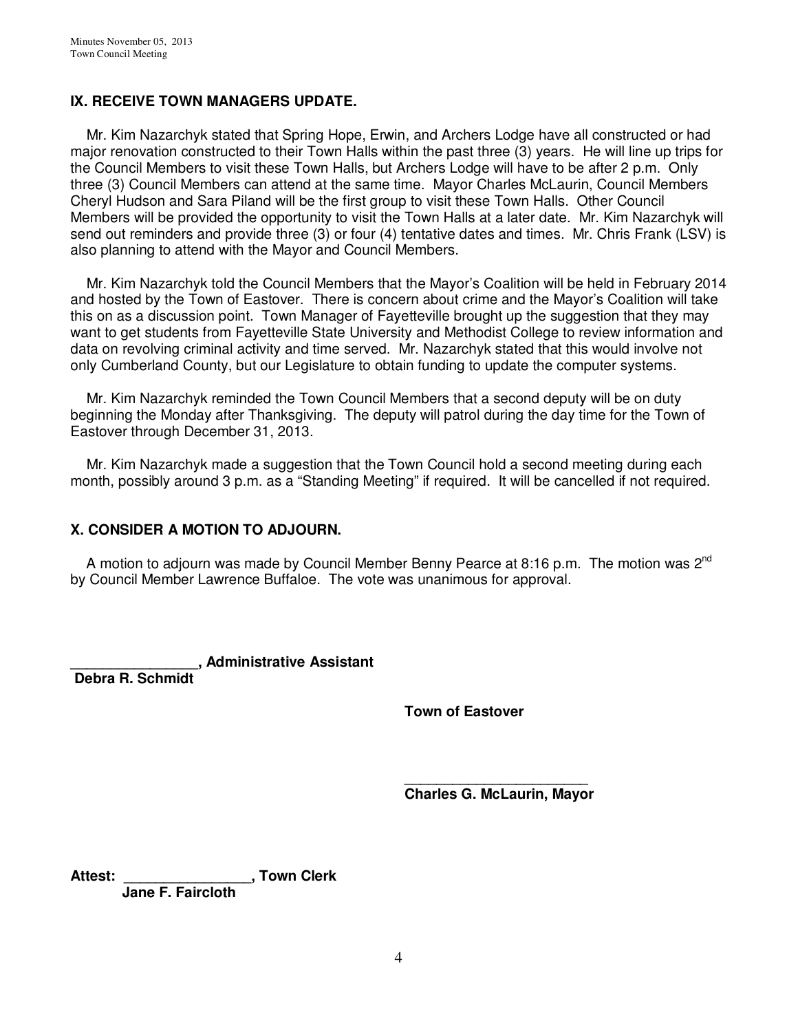## IX. RECEIVE TOWN MANAGERS UPDATE.

Mr. Kim Nazarchyk stated that Spring Hope, Erwin, and Archers Lodge have all constructed or had major renovation constructed to their Town Halls within the past three (3) years. He will line up trips for the Council Members to visit these Town Halls, but Archers Lodge will have to be after 2 p.m. Only three (3) Council Members can attend at the same time. Mayor Charles McLaurin, Council Members Cheryl Hudson and Sara Piland will be the first group to visit these Town Halls. Other Council Members will be provided the opportunity to visit the Town Halls at a later date. Mr. Kim Nazarchyk will send out reminders and provide three (3) or four (4) tentative dates and times. Mr. Chris Frank (LSV) is also planning to attend with the Mayor and Council Members.

Mr. Kim Nazarchyk told the Council Members that the Mayor's Coalition will be held in February 2014 and hosted by the Town of Eastover. There is concern about crime and the Mayor's Coalition will take this on as a discussion point. Town Manager of Fayetteville brought up the suggestion that they may want to get students from Fayetteville State University and Methodist College to review information and data on revolving criminal activity and time served. Mr. Nazarchyk stated that this would involve not only Cumberland County, but our Legislature to obtain funding to update the computer systems.

Mr. Kim Nazarchyk reminded the Town Council Members that a second deputy will be on duty beginning the Monday after Thanksgiving. The deputy will patrol during the day time for the Town of Eastover through December 31, 2013.

Mr. Kim Nazarchyk made a suggestion that the Town Council hold a second meeting during each month, possibly around 3 p.m. as a "Standing Meeting" if required. It will be cancelled if not required.

## X. CONSIDER A MOTION TO ADJOURN.

A motion to adjourn was made by Council Member Benny Pearce at 8:16 p.m. The motion was 2nd by Council Member Lawrence Buffaloe. The vote was unanimous for approval.

**________________, Administrative Assistant**
**Debra R. Schmidt**

**Town of Eastover**

**________________________**
**Charles G. McLaurin, Mayor**

**Attest: ________________, Town Clerk**
**Jane F. Faircloth**